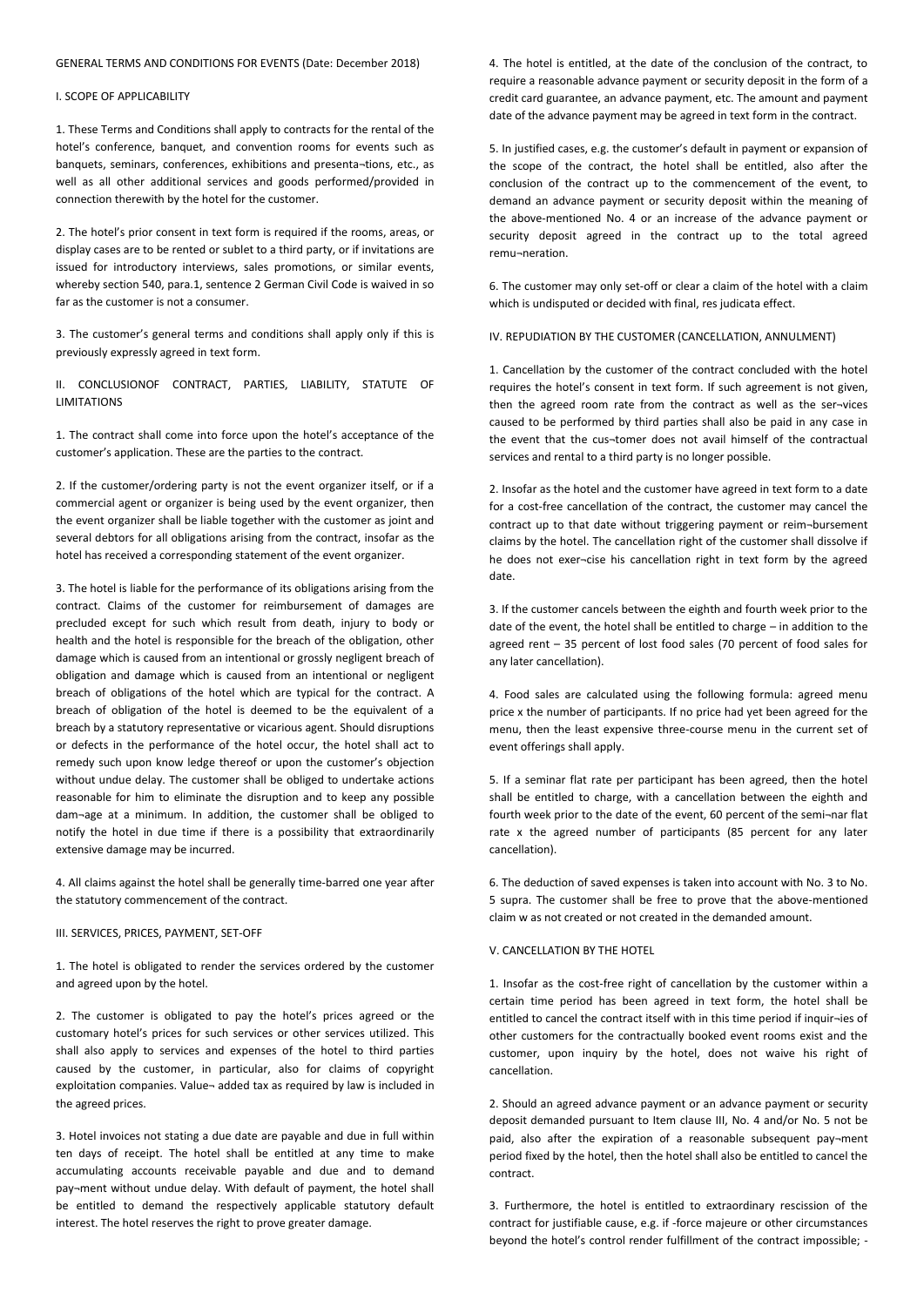# GENERAL TERMS AND CONDITIONS FOR EVENTS (Date: December 2018)

## I. SCOPE OF APPLICABILITY

1. These Terms and Conditions shall apply to contracts for the rental of the hotel's conference, banquet, and convention rooms for events such as banquets, seminars, conferences, exhibitions and presenta¬tions, etc., as well as all other additional services and goods performed/provided in connection therewith by the hotel for the customer.

2. The hotel's prior consent in text form is required if the rooms, areas, or display cases are to be rented or sublet to a third party, or if invitations are issued for introductory interviews, sales promotions, or similar events, whereby section 540, para.1, sentence 2 German Civil Code is waived in so far as the customer is not a consumer.

3. The customer's general terms and conditions shall apply only if this is previously expressly agreed in text form.

## II. CONCLUSIONOF CONTRACT, PARTIES, LIABILITY, STATUTE OF LIMITATIONS

1. The contract shall come into force upon the hotel's acceptance of the customer's application. These are the parties to the contract.

2. If the customer/ordering party is not the event organizer itself, or if a commercial agent or organizer is being used by the event organizer, then the event organizer shall be liable together with the customer as joint and several debtors for all obligations arising from the contract, insofar as the hotel has received a corresponding statement of the event organizer.

3. The hotel is liable for the performance of its obligations arising from the contract. Claims of the customer for reimbursement of damages are precluded except for such which result from death, injury to body or health and the hotel is responsible for the breach of the obligation, other damage which is caused from an intentional or grossly negligent breach of obligation and damage which is caused from an intentional or negligent breach of obligations of the hotel which are typical for the contract. A breach of obligation of the hotel is deemed to be the equivalent of a breach by a statutory representative or vicarious agent. Should disruptions or defects in the performance of the hotel occur, the hotel shall act to remedy such upon know ledge thereof or upon the customer's objection without undue delay. The customer shall be obliged to undertake actions reasonable for him to eliminate the disruption and to keep any possible dam¬age at a minimum. In addition, the customer shall be obliged to notify the hotel in due time if there is a possibility that extraordinarily extensive damage may be incurred.

4. All claims against the hotel shall be generally time-barred one year after the statutory commencement of the contract.

## III. SERVICES, PRICES, PAYMENT, SET-OFF

1. The hotel is obligated to render the services ordered by the customer and agreed upon by the hotel.

2. The customer is obligated to pay the hotel's prices agreed or the customary hotel's prices for such services or other services utilized. This shall also apply to services and expenses of the hotel to third parties caused by the customer, in particular, also for claims of copyright exploitation companies. Value¬ added tax as required by law is included in the agreed prices.

3. Hotel invoices not stating a due date are payable and due in full within ten days of receipt. The hotel shall be entitled at any time to make accumulating accounts receivable payable and due and to demand pay¬ment without undue delay. With default of payment, the hotel shall be entitled to demand the respectively applicable statutory default interest. The hotel reserves the right to prove greater damage.

4. The hotel is entitled, at the date of the conclusion of the contract, to require a reasonable advance payment or security deposit in the form of a credit card guarantee, an advance payment, etc. The amount and payment date of the advance payment may be agreed in text form in the contract.

5. In justified cases, e.g. the customer's default in payment or expansion of the scope of the contract, the hotel shall be entitled, also after the conclusion of the contract up to the commencement of the event, to demand an advance payment or security deposit within the meaning of the above-mentioned No. 4 or an increase of the advance payment or security deposit agreed in the contract up to the total agreed remu¬neration.

6. The customer may only set-off or clear a claim of the hotel with a claim which is undisputed or decided with final, res judicata effect.

## IV. REPUDIATION BY THE CUSTOMER (CANCELLATION, ANNULMENT)

1. Cancellation by the customer of the contract concluded with the hotel requires the hotel's consent in text form. If such agreement is not given, then the agreed room rate from the contract as well as the ser¬vices caused to be performed by third parties shall also be paid in any case in the event that the cus¬tomer does not avail himself of the contractual services and rental to a third party is no longer possible.

2. Insofar as the hotel and the customer have agreed in text form to a date for a cost-free cancellation of the contract, the customer may cancel the contract up to that date without triggering payment or reim¬bursement claims by the hotel. The cancellation right of the customer shall dissolve if he does not exer¬cise his cancellation right in text form by the agreed date.

3. If the customer cancels between the eighth and fourth week prior to the date of the event, the hotel shall be entitled to charge – in addition to the agreed rent – 35 percent of lost food sales (70 percent of food sales for any later cancellation).

4. Food sales are calculated using the following formula: agreed menu price x the number of participants. If no price had yet been agreed for the menu, then the least expensive three-course menu in the current set of event offerings shall apply.

5. If a seminar flat rate per participant has been agreed, then the hotel shall be entitled to charge, with a cancellation between the eighth and fourth week prior to the date of the event, 60 percent of the semi¬nar flat rate x the agreed number of participants (85 percent for any later cancellation).

6. The deduction of saved expenses is taken into account with No. 3 to No. 5 supra. The customer shall be free to prove that the above-mentioned claim w as not created or not created in the demanded amount.

## V. CANCELLATION BY THE HOTEL

1. Insofar as the cost-free right of cancellation by the customer within a certain time period has been agreed in text form, the hotel shall be entitled to cancel the contract itself with in this time period if inquir¬ies of other customers for the contractually booked event rooms exist and the customer, upon inquiry by the hotel, does not waive his right of cancellation.

2. Should an agreed advance payment or an advance payment or security deposit demanded pursuant to Item clause III, No. 4 and/or No. 5 not be paid, also after the expiration of a reasonable subsequent pay¬ment period fixed by the hotel, then the hotel shall also be entitled to cancel the contract.

3. Furthermore, the hotel is entitled to extraordinary rescission of the contract for justifiable cause, e.g. if -force majeure or other circumstances beyond the hotel's control render fulfillment of the contract impossible; -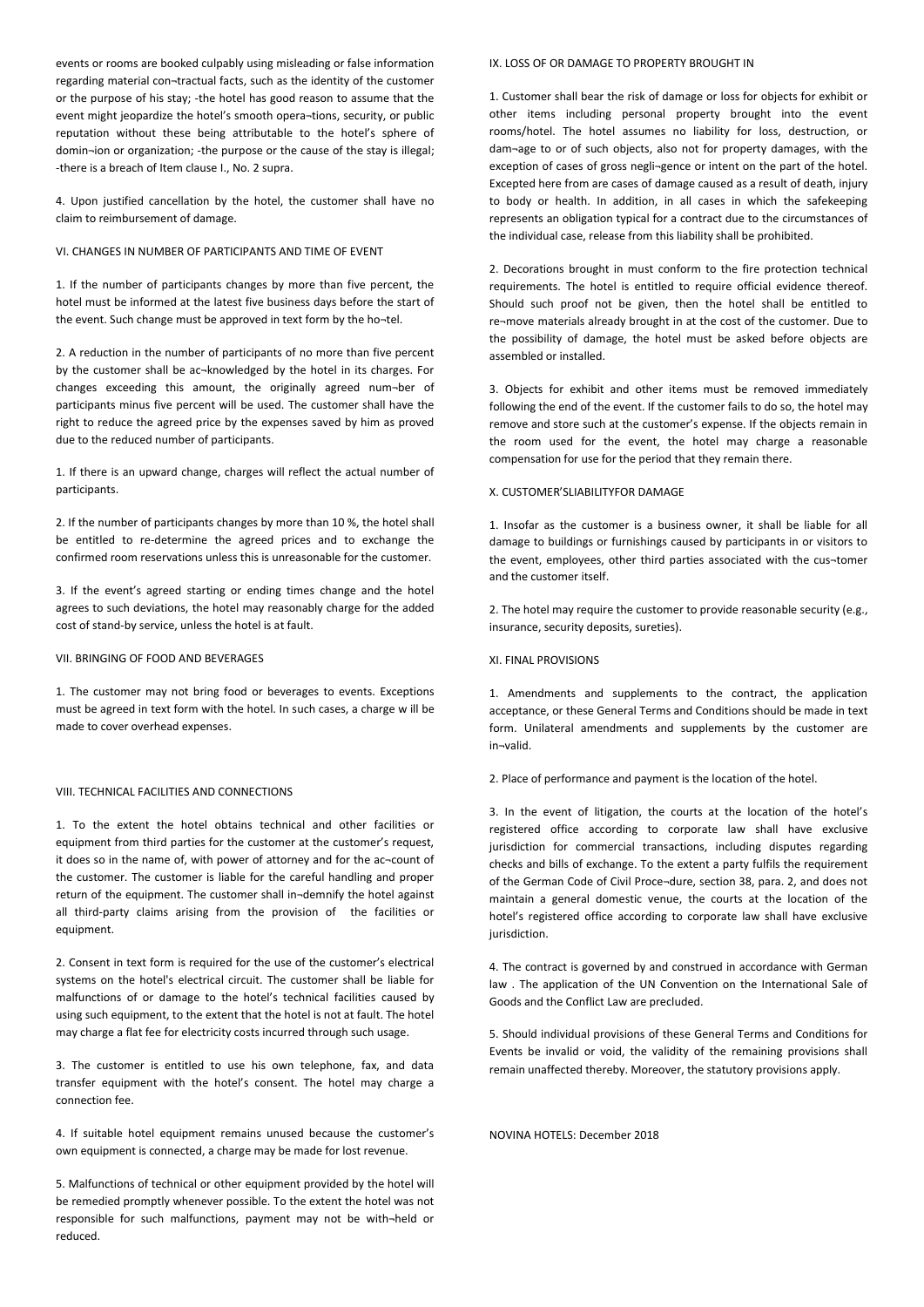events or rooms are booked culpably using misleading or false information regarding material con¬tractual facts, such as the identity of the customer or the purpose of his stay; -the hotel has good reason to assume that the event might jeopardize the hotel's smooth opera¬tions, security, or public reputation without these being attributable to the hotel's sphere of domin¬ion or organization; -the purpose or the cause of the stay is illegal; -there is a breach of Item clause I., No. 2 supra.

4. Upon justified cancellation by the hotel, the customer shall have no claim to reimbursement of damage.

VI. CHANGES IN NUMBER OF PARTICIPANTS AND TIME OF EVENT

1. If the number of participants changes by more than five percent, the hotel must be informed at the latest five business days before the start of the event. Such change must be approved in text form by the ho¬tel.

2. A reduction in the number of participants of no more than five percent by the customer shall be ac¬knowledged by the hotel in its charges. For changes exceeding this amount, the originally agreed num¬ber of participants minus five percent will be used. The customer shall have the right to reduce the agreed price by the expenses saved by him as proved due to the reduced number of participants.

1. If there is an upward change, charges will reflect the actual number of participants.

2. If the number of participants changes by more than 10 %, the hotel shall be entitled to re-determine the agreed prices and to exchange the confirmed room reservations unless this is unreasonable for the customer.

3. If the event's agreed starting or ending times change and the hotel agrees to such deviations, the hotel may reasonably charge for the added cost of stand-by service, unless the hotel is at fault.

VII. BRINGING OF FOOD AND BEVERAGES

1. The customer may not bring food or beverages to events. Exceptions must be agreed in text form with the hotel. In such cases, a charge w ill be made to cover overhead expenses.

VIII. TECHNICAL FACILITIES AND CONNECTIONS

1. To the extent the hotel obtains technical and other facilities or equipment from third parties for the customer at the customer's request, it does so in the name of, with power of attorney and for the ac¬count of the customer. The customer is liable for the careful handling and proper return of the equipment. The customer shall in¬demnify the hotel against all third-party claims arising from the provision of the facilities or equipment.

2. Consent in text form is required for the use of the customer's electrical systems on the hotel's electrical circuit. The customer shall be liable for malfunctions of or damage to the hotel's technical facilities caused by using such equipment, to the extent that the hotel is not at fault. The hotel may charge a flat fee for electricity costs incurred through such usage.

3. The customer is entitled to use his own telephone, fax, and data transfer equipment with the hotel's consent. The hotel may charge a connection fee.

4. If suitable hotel equipment remains unused because the customer's own equipment is connected, a charge may be made for lost revenue.

5. Malfunctions of technical or other equipment provided by the hotel will be remedied promptly whenever possible. To the extent the hotel was not responsible for such malfunctions, payment may not be with¬held or reduced.

IX. LOSS OF OR DAMAGE TO PROPERTY BROUGHT IN

1. Customer shall bear the risk of damage or loss for objects for exhibit or other items including personal property brought into the event rooms/hotel. The hotel assumes no liability for loss, destruction, or dam¬age to or of such objects, also not for property damages, with the exception of cases of gross negli¬gence or intent on the part of the hotel. Excepted here from are cases of damage caused as a result of death, injury to body or health. In addition, in all cases in which the safekeeping represents an obligation typical for a contract due to the circumstances of the individual case, release from this liability shall be prohibited.

2. Decorations brought in must conform to the fire protection technical requirements. The hotel is entitled to require official evidence thereof. Should such proof not be given, then the hotel shall be entitled to re¬move materials already brought in at the cost of the customer. Due to the possibility of damage, the hotel must be asked before objects are assembled or installed.

3. Objects for exhibit and other items must be removed immediately following the end of the event. If the customer fails to do so, the hotel may remove and store such at the customer's expense. If the objects remain in the room used for the event, the hotel may charge a reasonable compensation for use for the period that they remain there.

X. CUSTOMER'SLIABILITYFOR DAMAGE

1. Insofar as the customer is a business owner, it shall be liable for all damage to buildings or furnishings caused by participants in or visitors to the event, employees, other third parties associated with the cus¬tomer and the customer itself.

2. The hotel may require the customer to provide reasonable security (e.g., insurance, security deposits, sureties).

XI. FINAL PROVISIONS

1. Amendments and supplements to the contract, the application acceptance, or these General Terms and Conditions should be made in text form. Unilateral amendments and supplements by the customer are in¬valid.

2. Place of performance and payment is the location of the hotel.

3. In the event of litigation, the courts at the location of the hotel's registered office according to corporate law shall have exclusive jurisdiction for commercial transactions, including disputes regarding checks and bills of exchange. To the extent a party fulfils the requirement of the German Code of Civil Proce¬dure, section 38, para. 2, and does not maintain a general domestic venue, the courts at the location of the hotel's registered office according to corporate law shall have exclusive jurisdiction.

4. The contract is governed by and construed in accordance with German law . The application of the UN Convention on the International Sale of Goods and the Conflict Law are precluded.

5. Should individual provisions of these General Terms and Conditions for Events be invalid or void, the validity of the remaining provisions shall remain unaffected thereby. Moreover, the statutory provisions apply.

NOVINA HOTELS: December 2018